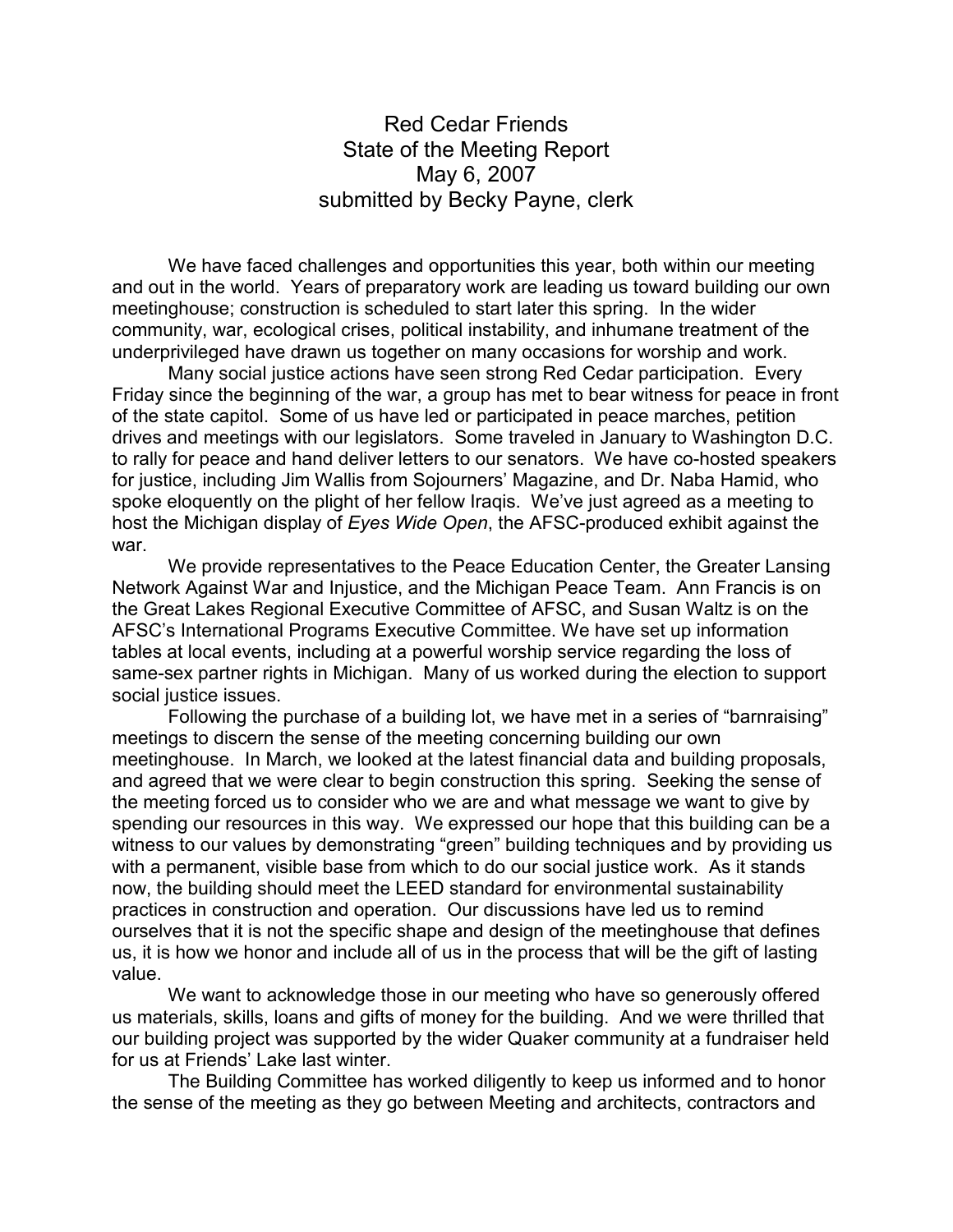# Red Cedar Friends
## State of the Meeting Report
## May 6, 2007
### submitted by Becky Payne, clerk

We have faced challenges and opportunities this year, both within our meeting and out in the world. Years of preparatory work are leading us toward building our own meetinghouse; construction is scheduled to start later this spring. In the wider community, war, ecological crises, political instability, and inhumane treatment of the underprivileged have drawn us together on many occasions for worship and work.

Many social justice actions have seen strong Red Cedar participation. Every Friday since the beginning of the war, a group has met to bear witness for peace in front of the state capitol. Some of us have led or participated in peace marches, petition drives and meetings with our legislators. Some traveled in January to Washington D.C. to rally for peace and hand deliver letters to our senators. We have co-hosted speakers for justice, including Jim Wallis from Sojourners' Magazine, and Dr. Naba Hamid, who spoke eloquently on the plight of her fellow Iraqis. We've just agreed as a meeting to host the Michigan display of *Eyes Wide Open*, the AFSC-produced exhibit against the war.

We provide representatives to the Peace Education Center, the Greater Lansing Network Against War and Injustice, and the Michigan Peace Team. Ann Francis is on the Great Lakes Regional Executive Committee of AFSC, and Susan Waltz is on the AFSC's International Programs Executive Committee. We have set up information tables at local events, including at a powerful worship service regarding the loss of same-sex partner rights in Michigan. Many of us worked during the election to support social justice issues.

Following the purchase of a building lot, we have met in a series of "barnraising" meetings to discern the sense of the meeting concerning building our own meetinghouse. In March, we looked at the latest financial data and building proposals, and agreed that we were clear to begin construction this spring. Seeking the sense of the meeting forced us to consider who we are and what message we want to give by spending our resources in this way. We expressed our hope that this building can be a witness to our values by demonstrating "green" building techniques and by providing us with a permanent, visible base from which to do our social justice work. As it stands now, the building should meet the LEED standard for environmental sustainability practices in construction and operation. Our discussions have led us to remind ourselves that it is not the specific shape and design of the meetinghouse that defines us, it is how we honor and include all of us in the process that will be the gift of lasting value.

We want to acknowledge those in our meeting who have so generously offered us materials, skills, loans and gifts of money for the building. And we were thrilled that our building project was supported by the wider Quaker community at a fundraiser held for us at Friends' Lake last winter.

The Building Committee has worked diligently to keep us informed and to honor the sense of the meeting as they go between Meeting and architects, contractors and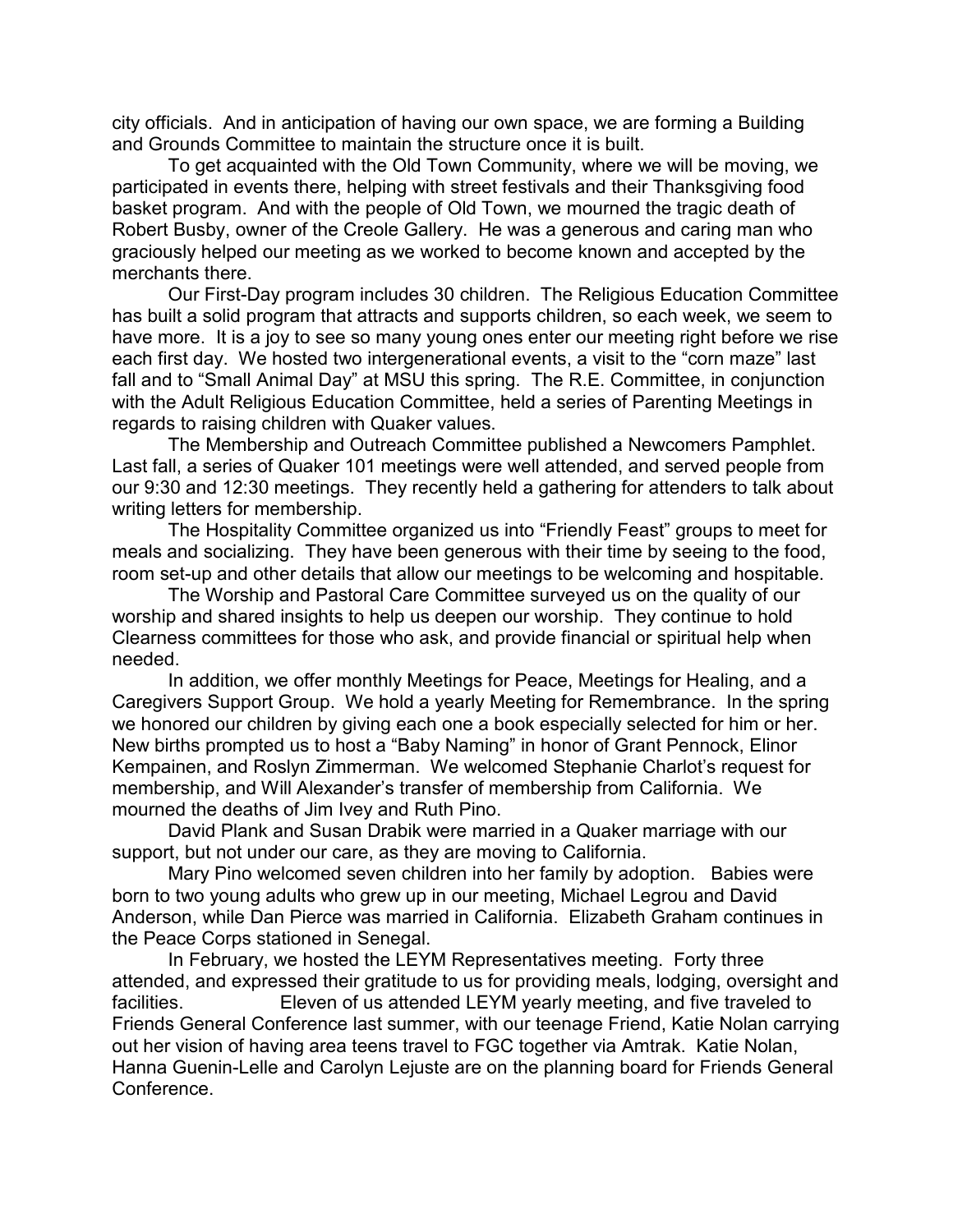city officials. And in anticipation of having our own space, we are forming a Building and Grounds Committee to maintain the structure once it is built.

To get acquainted with the Old Town Community, where we will be moving, we participated in events there, helping with street festivals and their Thanksgiving food basket program. And with the people of Old Town, we mourned the tragic death of Robert Busby, owner of the Creole Gallery. He was a generous and caring man who graciously helped our meeting as we worked to become known and accepted by the merchants there.

Our First-Day program includes 30 children. The Religious Education Committee has built a solid program that attracts and supports children, so each week, we seem to have more. It is a joy to see so many young ones enter our meeting right before we rise each first day. We hosted two intergenerational events, a visit to the "corn maze" last fall and to "Small Animal Day" at MSU this spring. The R.E. Committee, in conjunction with the Adult Religious Education Committee, held a series of Parenting Meetings in regards to raising children with Quaker values.

The Membership and Outreach Committee published a Newcomers Pamphlet. Last fall, a series of Quaker 101 meetings were well attended, and served people from our 9:30 and 12:30 meetings. They recently held a gathering for attenders to talk about writing letters for membership.

The Hospitality Committee organized us into "Friendly Feast" groups to meet for meals and socializing. They have been generous with their time by seeing to the food, room set-up and other details that allow our meetings to be welcoming and hospitable.

The Worship and Pastoral Care Committee surveyed us on the quality of our worship and shared insights to help us deepen our worship. They continue to hold Clearness committees for those who ask, and provide financial or spiritual help when needed.

In addition, we offer monthly Meetings for Peace, Meetings for Healing, and a Caregivers Support Group. We hold a yearly Meeting for Remembrance. In the spring we honored our children by giving each one a book especially selected for him or her. New births prompted us to host a "Baby Naming" in honor of Grant Pennock, Elinor Kempainen, and Roslyn Zimmerman. We welcomed Stephanie Charlot's request for membership, and Will Alexander's transfer of membership from California. We mourned the deaths of Jim Ivey and Ruth Pino.

David Plank and Susan Drabik were married in a Quaker marriage with our support, but not under our care, as they are moving to California.

Mary Pino welcomed seven children into her family by adoption. Babies were born to two young adults who grew up in our meeting, Michael Legrou and David Anderson, while Dan Pierce was married in California. Elizabeth Graham continues in the Peace Corps stationed in Senegal.

In February, we hosted the LEYM Representatives meeting. Forty three attended, and expressed their gratitude to us for providing meals, lodging, oversight and facilities. Eleven of us attended LEYM yearly meeting, and five traveled to Friends General Conference last summer, with our teenage Friend, Katie Nolan carrying out her vision of having area teens travel to FGC together via Amtrak. Katie Nolan, Hanna Guenin-Lelle and Carolyn Lejuste are on the planning board for Friends General Conference.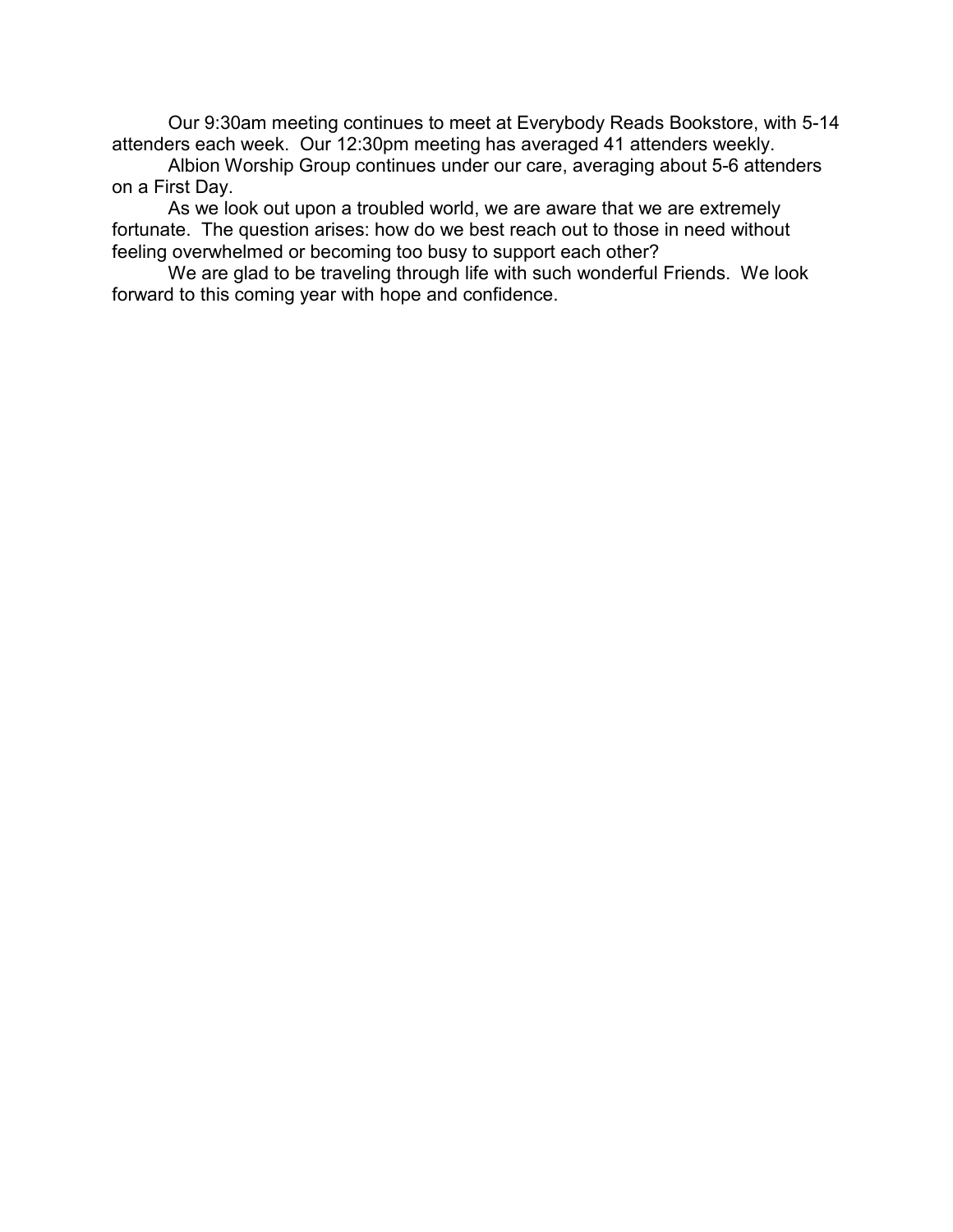Our 9:30am meeting continues to meet at Everybody Reads Bookstore, with 5-14 attenders each week. Our 12:30pm meeting has averaged 41 attenders weekly.

Albion Worship Group continues under our care, averaging about 5-6 attenders on a First Day.

As we look out upon a troubled world, we are aware that we are extremely fortunate. The question arises: how do we best reach out to those in need without feeling overwhelmed or becoming too busy to support each other?

We are glad to be traveling through life with such wonderful Friends. We look forward to this coming year with hope and confidence.